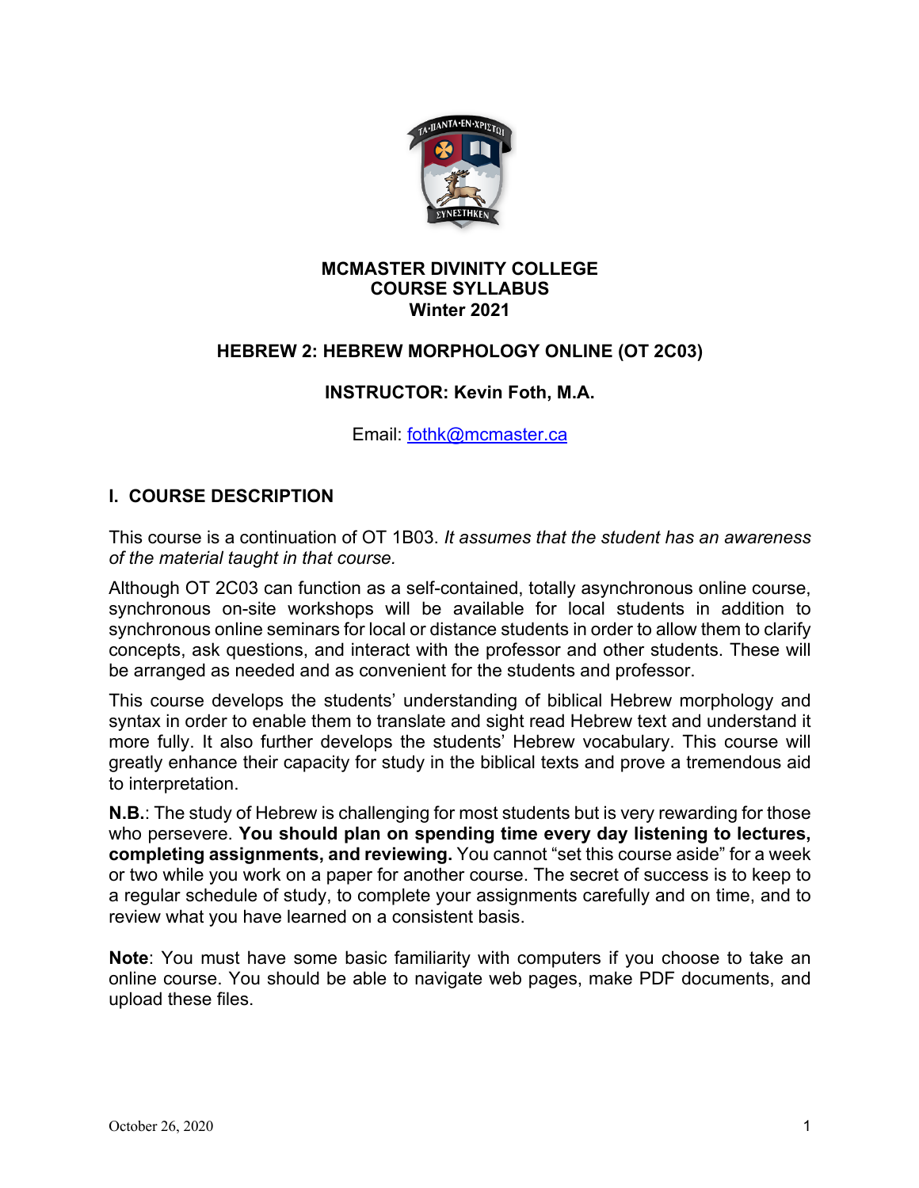**MCMASTER DIVINITY COLLEGE**
**COURSE SYLLABUS**
**Winter 2021**

# HEBREW 2: HEBREW MORPHOLOGY ONLINE (OT 2C03)

**INSTRUCTOR: Kevin Foth, M.A.**

Email: fothk@mcmaster.ca

## I. COURSE DESCRIPTION

This course is a continuation of OT 1B03. *It assumes that the student has an awareness of the material taught in that course.*

Although OT 2C03 can function as a self-contained, totally asynchronous online course, synchronous on-site workshops will be available for local students in addition to synchronous online seminars for local or distance students in order to allow them to clarify concepts, ask questions, and interact with the professor and other students. These will be arranged as needed and as convenient for the students and professor.

This course develops the students' understanding of biblical Hebrew morphology and syntax in order to enable them to translate and sight read Hebrew text and understand it more fully. It also further develops the students' Hebrew vocabulary. This course will greatly enhance their capacity for study in the biblical texts and prove a tremendous aid to interpretation.

**N.B.**: The study of Hebrew is challenging for most students but is very rewarding for those who persevere. **You should plan on spending time every day listening to lectures, completing assignments, and reviewing.** You cannot "set this course aside" for a week or two while you work on a paper for another course. The secret of success is to keep to a regular schedule of study, to complete your assignments carefully and on time, and to review what you have learned on a consistent basis.

**Note**: You must have some basic familiarity with computers if you choose to take an online course. You should be able to navigate web pages, make PDF documents, and upload these files.

October 26, 2020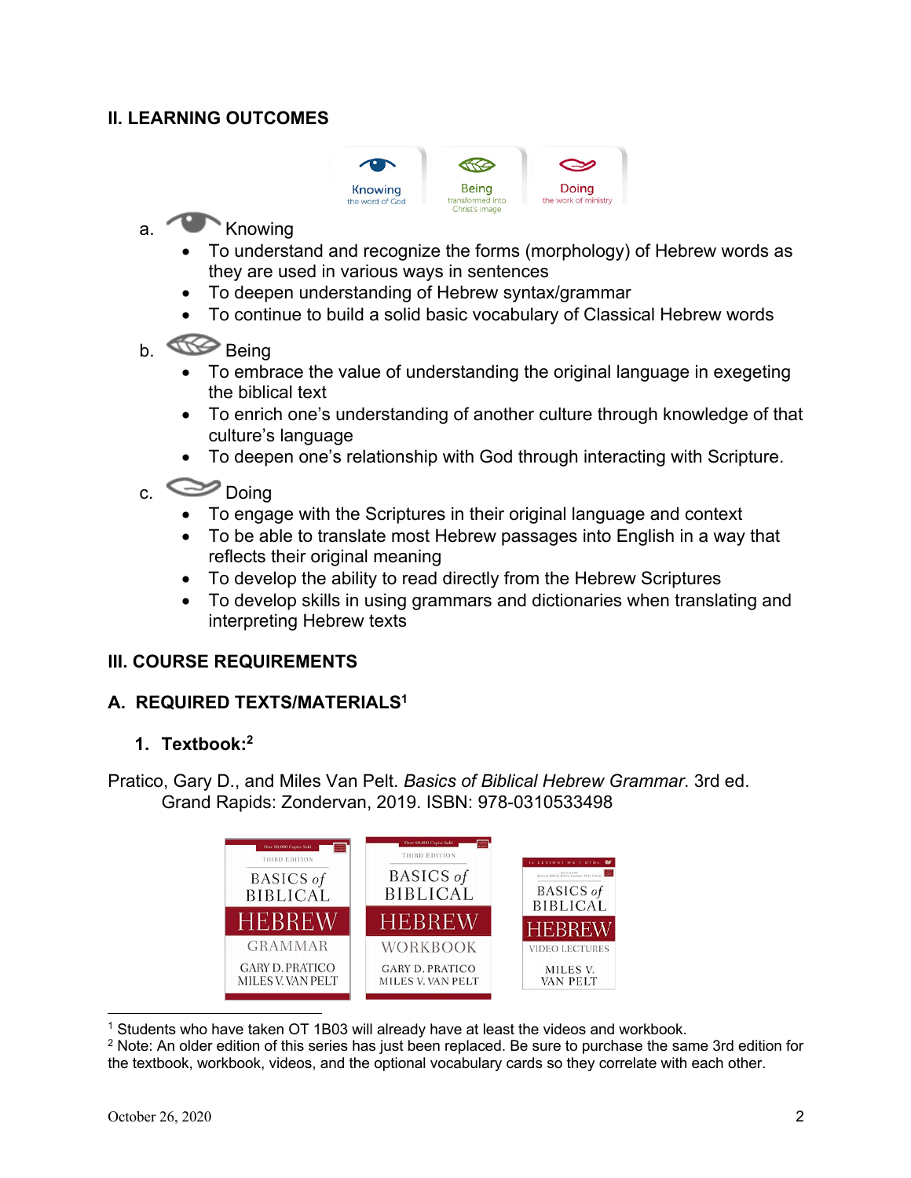## II. LEARNING OUTCOMES

Knowing the word of God | Being transformed into Christ's image | Doing the work of ministry

a. Knowing

- To understand and recognize the forms (morphology) of Hebrew words as they are used in various ways in sentences
- To deepen understanding of Hebrew syntax/grammar
- To continue to build a solid basic vocabulary of Classical Hebrew words

b. Being

- To embrace the value of understanding the original language in exegeting the biblical text
- To enrich one's understanding of another culture through knowledge of that culture's language
- To deepen one's relationship with God through interacting with Scripture.

c. Doing

- To engage with the Scriptures in their original language and context
- To be able to translate most Hebrew passages into English in a way that reflects their original meaning
- To develop the ability to read directly from the Hebrew Scriptures
- To develop skills in using grammars and dictionaries when translating and interpreting Hebrew texts

## III. COURSE REQUIREMENTS

### A. REQUIRED TEXTS/MATERIALS[1]

#### 1. Textbook:[2]

Pratico, Gary D., and Miles Van Pelt. *Basics of Biblical Hebrew Grammar*. 3rd ed. Grand Rapids: Zondervan, 2019. ISBN: 978-0310533498

---

[1] Students who have taken OT 1B03 will already have at least the videos and workbook.

[2] Note: An older edition of this series has just been replaced. Be sure to purchase the same 3rd edition for the textbook, workbook, videos, and the optional vocabulary cards so they correlate with each other.

October 26, 2020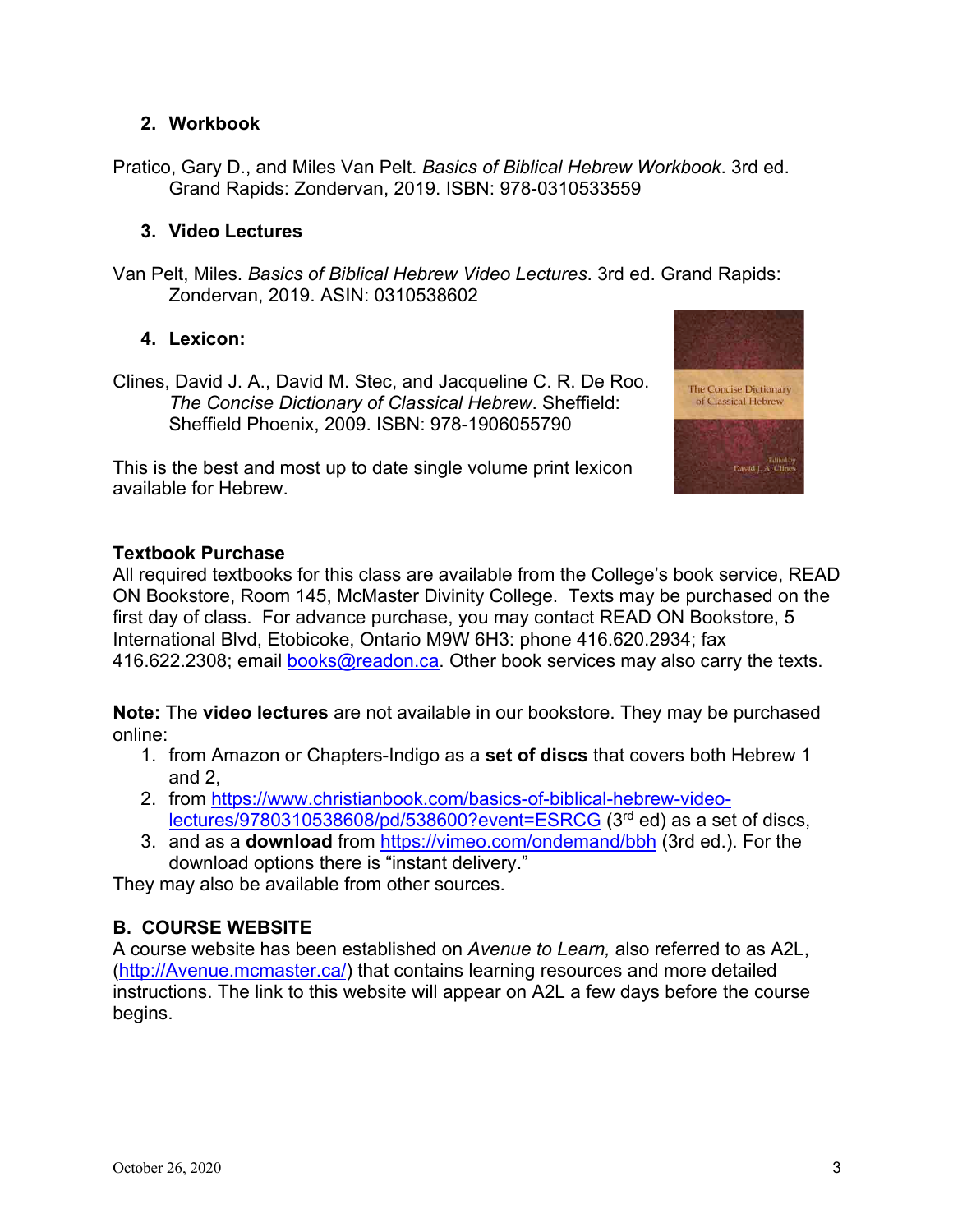2. **Workbook**

Pratico, Gary D., and Miles Van Pelt. *Basics of Biblical Hebrew Workbook*. 3rd ed. Grand Rapids: Zondervan, 2019. ISBN: 978-0310533559

3. **Video Lectures**

Van Pelt, Miles. *Basics of Biblical Hebrew Video Lectures*. 3rd ed. Grand Rapids: Zondervan, 2019. ASIN: 0310538602

4. **Lexicon:**

Clines, David J. A., David M. Stec, and Jacqueline C. R. De Roo. *The Concise Dictionary of Classical Hebrew*. Sheffield: Sheffield Phoenix, 2009. ISBN: 978-1906055790

This is the best and most up to date single volume print lexicon available for Hebrew.

**Textbook Purchase**
All required textbooks for this class are available from the College's book service, READ ON Bookstore, Room 145, McMaster Divinity College. Texts may be purchased on the first day of class. For advance purchase, you may contact READ ON Bookstore, 5 International Blvd, Etobicoke, Ontario M9W 6H3: phone 416.620.2934; fax 416.622.2308; email books@readon.ca. Other book services may also carry the texts.

**Note:** The **video lectures** are not available in our bookstore. They may be purchased online:

1. from Amazon or Chapters-Indigo as a **set of discs** that covers both Hebrew 1 and 2,
2. from https://www.christianbook.com/basics-of-biblical-hebrew-video-lectures/9780310538608/pd/538600?event=ESRCG (3rd ed) as a set of discs,
3. and as a **download** from https://vimeo.com/ondemand/bbh (3rd ed.). For the download options there is "instant delivery."

They may also be available from other sources.

## B. COURSE WEBSITE

A course website has been established on *Avenue to Learn,* also referred to as A2L, (http://Avenue.mcmaster.ca/) that contains learning resources and more detailed instructions. The link to this website will appear on A2L a few days before the course begins.

October 26, 2020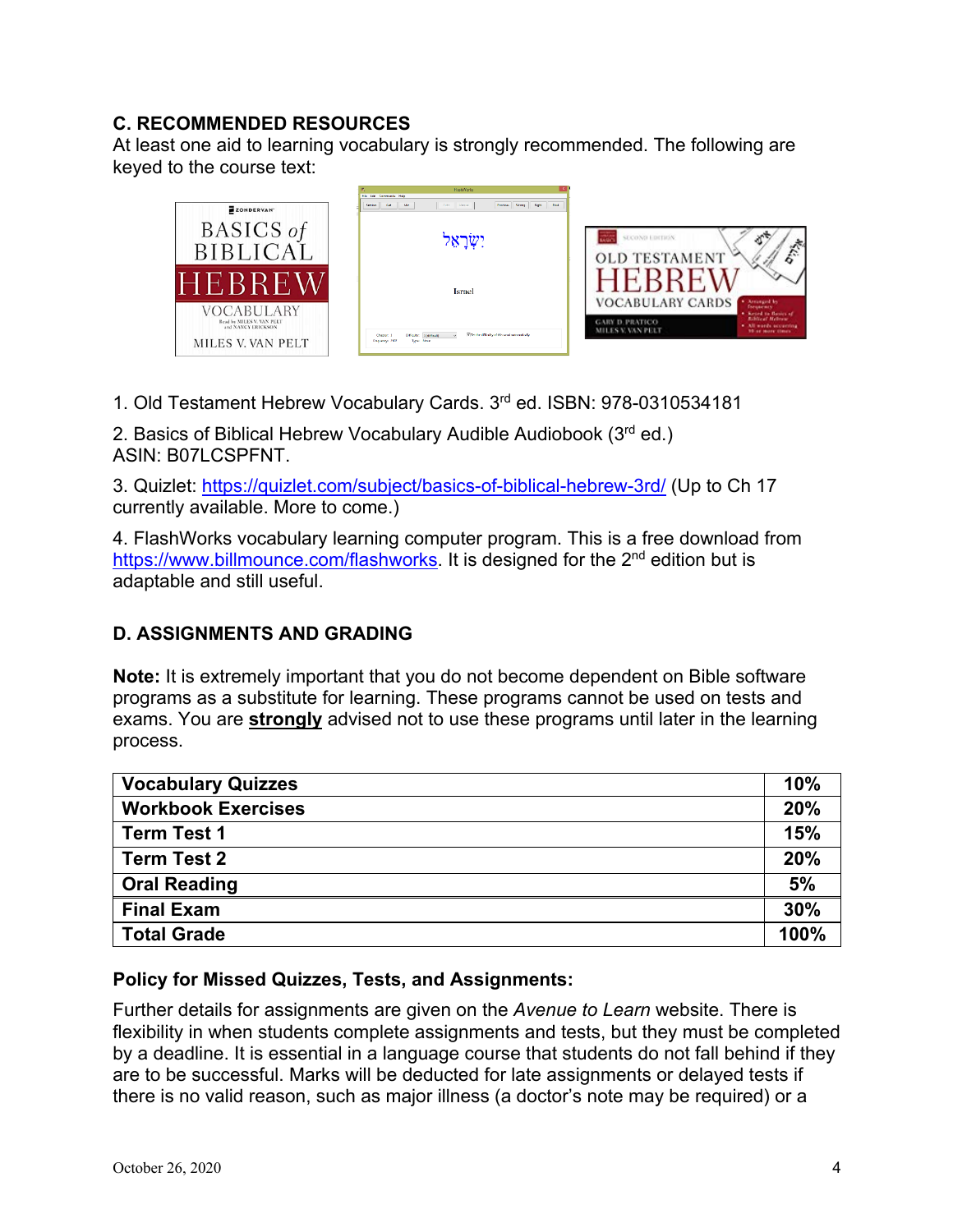## C. RECOMMENDED RESOURCES

At least one aid to learning vocabulary is strongly recommended. The following are keyed to the course text:

1. Old Testament Hebrew Vocabulary Cards. 3rd ed. ISBN: 978-0310534181

2. Basics of Biblical Hebrew Vocabulary Audible Audiobook (3rd ed.)
ASIN: B07LCSPFNT.

3. Quizlet: https://quizlet.com/subject/basics-of-biblical-hebrew-3rd/ (Up to Ch 17 currently available. More to come.)

4. FlashWorks vocabulary learning computer program. This is a free download from https://www.billmounce.com/flashworks. It is designed for the 2nd edition but is adaptable and still useful.

## D. ASSIGNMENTS AND GRADING

**Note:** It is extremely important that you do not become dependent on Bible software programs as a substitute for learning. These programs cannot be used on tests and exams. You are **strongly** advised not to use these programs until later in the learning process.

| Vocabulary Quizzes | 10% |
|---|---|
| Workbook Exercises | 20% |
| Term Test 1 | 15% |
| Term Test 2 | 20% |
| Oral Reading | 5% |
| Final Exam | 30% |
| Total Grade | 100% |

**Policy for Missed Quizzes, Tests, and Assignments:**

Further details for assignments are given on the *Avenue to Learn* website. There is flexibility in when students complete assignments and tests, but they must be completed by a deadline. It is essential in a language course that students do not fall behind if they are to be successful. Marks will be deducted for late assignments or delayed tests if there is no valid reason, such as major illness (a doctor's note may be required) or a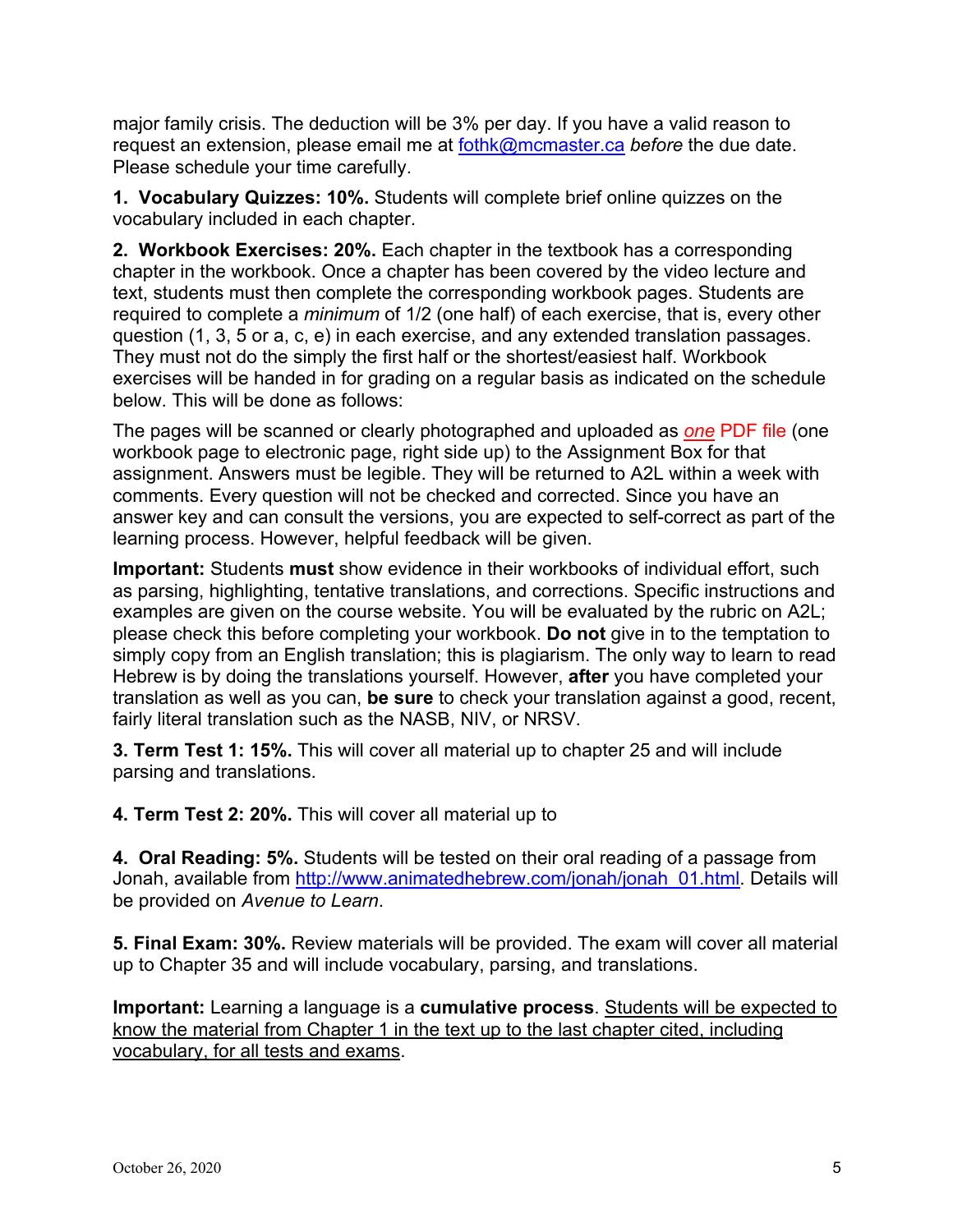major family crisis. The deduction will be 3% per day. If you have a valid reason to request an extension, please email me at fothk@mcmaster.ca *before* the due date. Please schedule your time carefully.

**1. Vocabulary Quizzes: 10%.** Students will complete brief online quizzes on the vocabulary included in each chapter.

**2. Workbook Exercises: 20%.** Each chapter in the textbook has a corresponding chapter in the workbook. Once a chapter has been covered by the video lecture and text, students must then complete the corresponding workbook pages. Students are required to complete a *minimum* of 1/2 (one half) of each exercise, that is, every other question (1, 3, 5 or a, c, e) in each exercise, and any extended translation passages. They must not do the simply the first half or the shortest/easiest half. Workbook exercises will be handed in for grading on a regular basis as indicated on the schedule below. This will be done as follows:

The pages will be scanned or clearly photographed and uploaded as *one* PDF file (one workbook page to electronic page, right side up) to the Assignment Box for that assignment. Answers must be legible. They will be returned to A2L within a week with comments. Every question will not be checked and corrected. Since you have an answer key and can consult the versions, you are expected to self-correct as part of the learning process. However, helpful feedback will be given.

**Important:** Students **must** show evidence in their workbooks of individual effort, such as parsing, highlighting, tentative translations, and corrections. Specific instructions and examples are given on the course website. You will be evaluated by the rubric on A2L; please check this before completing your workbook. **Do not** give in to the temptation to simply copy from an English translation; this is plagiarism. The only way to learn to read Hebrew is by doing the translations yourself. However, **after** you have completed your translation as well as you can, **be sure** to check your translation against a good, recent, fairly literal translation such as the NASB, NIV, or NRSV.

**3. Term Test 1: 15%.** This will cover all material up to chapter 25 and will include parsing and translations.

**4. Term Test 2: 20%.** This will cover all material up to

**4. Oral Reading: 5%.** Students will be tested on their oral reading of a passage from Jonah, available from http://www.animatedhebrew.com/jonah/jonah_01.html. Details will be provided on *Avenue to Learn*.

**5. Final Exam: 30%.** Review materials will be provided. The exam will cover all material up to Chapter 35 and will include vocabulary, parsing, and translations.

**Important:** Learning a language is a **cumulative process**. Students will be expected to know the material from Chapter 1 in the text up to the last chapter cited, including vocabulary, for all tests and exams.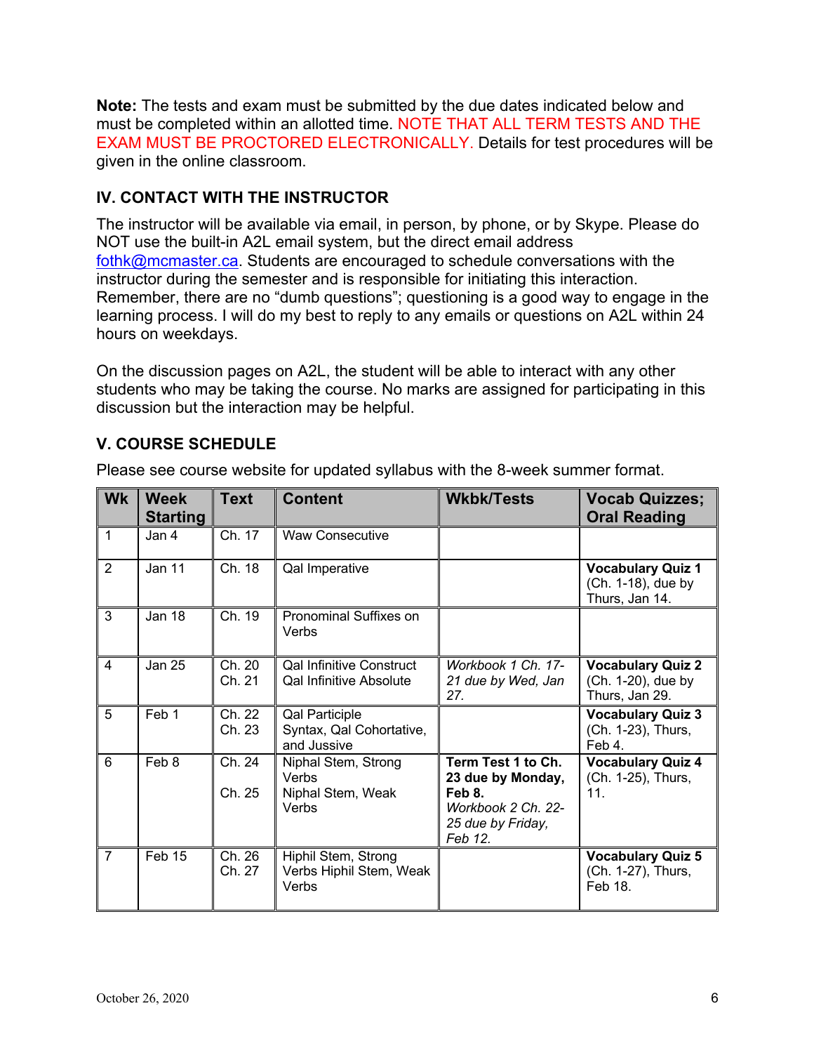**Note:** The tests and exam must be submitted by the due dates indicated below and must be completed within an allotted time. NOTE THAT ALL TERM TESTS AND THE EXAM MUST BE PROCTORED ELECTRONICALLY. Details for test procedures will be given in the online classroom.

## IV. CONTACT WITH THE INSTRUCTOR

The instructor will be available via email, in person, by phone, or by Skype. Please do NOT use the built-in A2L email system, but the direct email address fothk@mcmaster.ca. Students are encouraged to schedule conversations with the instructor during the semester and is responsible for initiating this interaction. Remember, there are no "dumb questions"; questioning is a good way to engage in the learning process. I will do my best to reply to any emails or questions on A2L within 24 hours on weekdays.

On the discussion pages on A2L, the student will be able to interact with any other students who may be taking the course. No marks are assigned for participating in this discussion but the interaction may be helpful.

## V. COURSE SCHEDULE

Please see course website for updated syllabus with the 8-week summer format.

| Wk | Week Starting | Text | Content | Wkbk/Tests | Vocab Quizzes; Oral Reading |
|---|---|---|---|---|---|
| 1 | Jan 4 | Ch. 17 | Waw Consecutive | | |
| 2 | Jan 11 | Ch. 18 | Qal Imperative | | **Vocabulary Quiz 1** (Ch. 1-18), due by Thurs, Jan 14. |
| 3 | Jan 18 | Ch. 19 | Pronominal Suffixes on Verbs | | |
| 4 | Jan 25 | Ch. 20<br>Ch. 21 | Qal Infinitive Construct<br>Qal Infinitive Absolute | *Workbook 1 Ch. 17-21 due by Wed, Jan 27.* | **Vocabulary Quiz 2** (Ch. 1-20), due by Thurs, Jan 29. |
| 5 | Feb 1 | Ch. 22<br>Ch. 23 | Qal Participle<br>Syntax, Qal Cohortative, and Jussive | | **Vocabulary Quiz 3** (Ch. 1-23), Thurs, Feb 4. |
| 6 | Feb 8 | Ch. 24<br>Ch. 25 | Niphal Stem, Strong Verbs<br>Niphal Stem, Weak Verbs | **Term Test 1 to Ch. 23 due by Monday, Feb 8.**<br>*Workbook 2 Ch. 22-25 due by Friday, Feb 12.* | **Vocabulary Quiz 4** (Ch. 1-25), Thurs, 11. |
| 7 | Feb 15 | Ch. 26<br>Ch. 27 | Hiphil Stem, Strong Verbs Hiphil Stem, Weak Verbs | | **Vocabulary Quiz 5** (Ch. 1-27), Thurs, Feb 18. |

October 26, 2020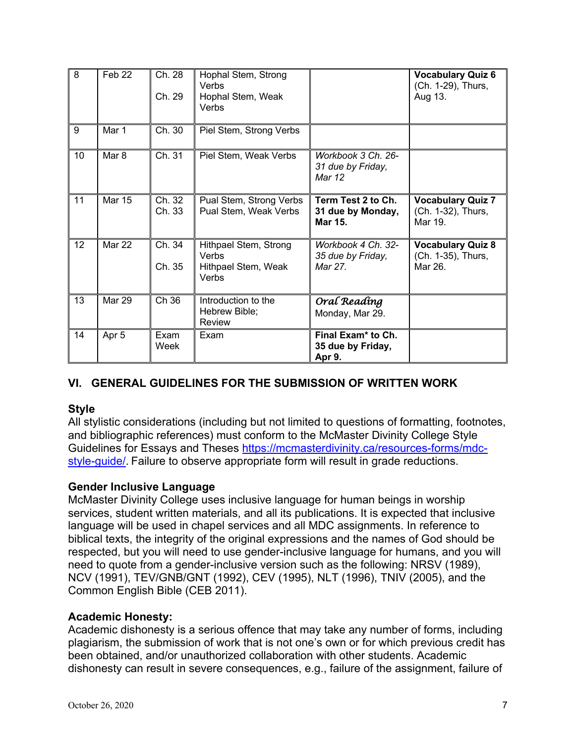| | | | | | |
|---|---|---|---|---|---|
| 8 | Feb 22 | Ch. 28<br><br>Ch. 29 | Hophal Stem, Strong Verbs<br>Hophal Stem, Weak Verbs | | **Vocabulary Quiz 6** (Ch. 1-29), Thurs, Aug 13. |
| 9 | Mar 1 | Ch. 30 | Piel Stem, Strong Verbs | | |
| 10 | Mar 8 | Ch. 31 | Piel Stem, Weak Verbs | *Workbook 3 Ch. 26-31 due by Friday, Mar 12* | |
| 11 | Mar 15 | Ch. 32<br>Ch. 33 | Pual Stem, Strong Verbs<br>Pual Stem, Weak Verbs | **Term Test 2 to Ch. 31 due by Monday, Mar 15.** | **Vocabulary Quiz 7** (Ch. 1-32), Thurs, Mar 19. |
| 12 | Mar 22 | Ch. 34<br><br>Ch. 35 | Hithpael Stem, Strong Verbs<br>Hithpael Stem, Weak Verbs | *Workbook 4 Ch. 32-35 due by Friday, Mar 27.* | **Vocabulary Quiz 8** (Ch. 1-35), Thurs, Mar 26. |
| 13 | Mar 29 | Ch 36 | Introduction to the Hebrew Bible; Review | *Oral Reading* Monday, Mar 29. | |
| 14 | Apr 5 | Exam Week | Exam | **Final Exam* to Ch. 35 due by Friday, Apr 9.** | |

## VI. GENERAL GUIDELINES FOR THE SUBMISSION OF WRITTEN WORK

### Style

All stylistic considerations (including but not limited to questions of formatting, footnotes, and bibliographic references) must conform to the McMaster Divinity College Style Guidelines for Essays and Theses https://mcmasterdivinity.ca/resources-forms/mdc-style-guide/. Failure to observe appropriate form will result in grade reductions.

### Gender Inclusive Language

McMaster Divinity College uses inclusive language for human beings in worship services, student written materials, and all its publications. It is expected that inclusive language will be used in chapel services and all MDC assignments. In reference to biblical texts, the integrity of the original expressions and the names of God should be respected, but you will need to use gender-inclusive language for humans, and you will need to quote from a gender-inclusive version such as the following: NRSV (1989), NCV (1991), TEV/GNB/GNT (1992), CEV (1995), NLT (1996), TNIV (2005), and the Common English Bible (CEB 2011).

### Academic Honesty:

Academic dishonesty is a serious offence that may take any number of forms, including plagiarism, the submission of work that is not one's own or for which previous credit has been obtained, and/or unauthorized collaboration with other students. Academic dishonesty can result in severe consequences, e.g., failure of the assignment, failure of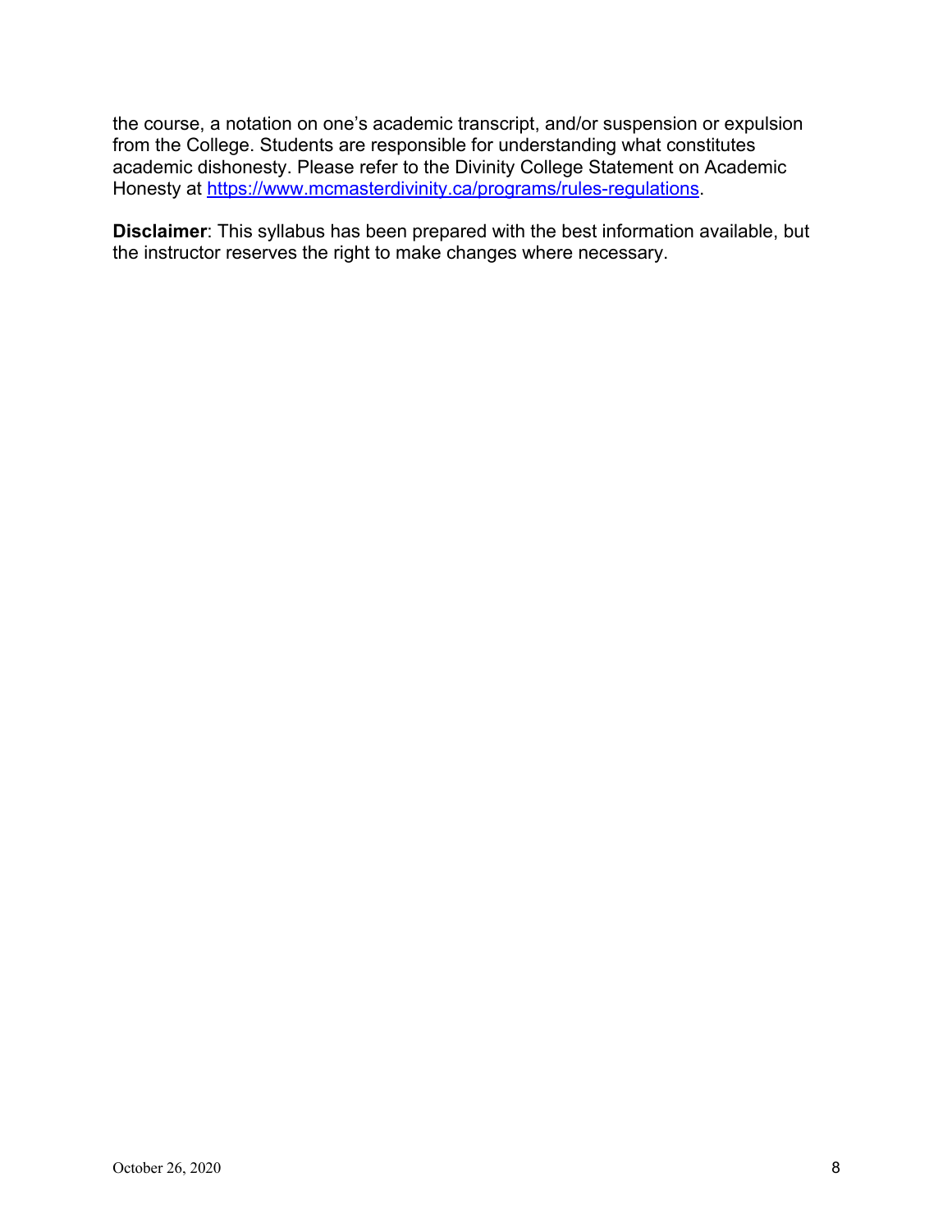the course, a notation on one's academic transcript, and/or suspension or expulsion from the College. Students are responsible for understanding what constitutes academic dishonesty. Please refer to the Divinity College Statement on Academic Honesty at [https://www.mcmasterdivinity.ca/programs/rules-regulations](https://www.mcmasterdivinity.ca/programs/rules-regulations).

**Disclaimer**: This syllabus has been prepared with the best information available, but the instructor reserves the right to make changes where necessary.